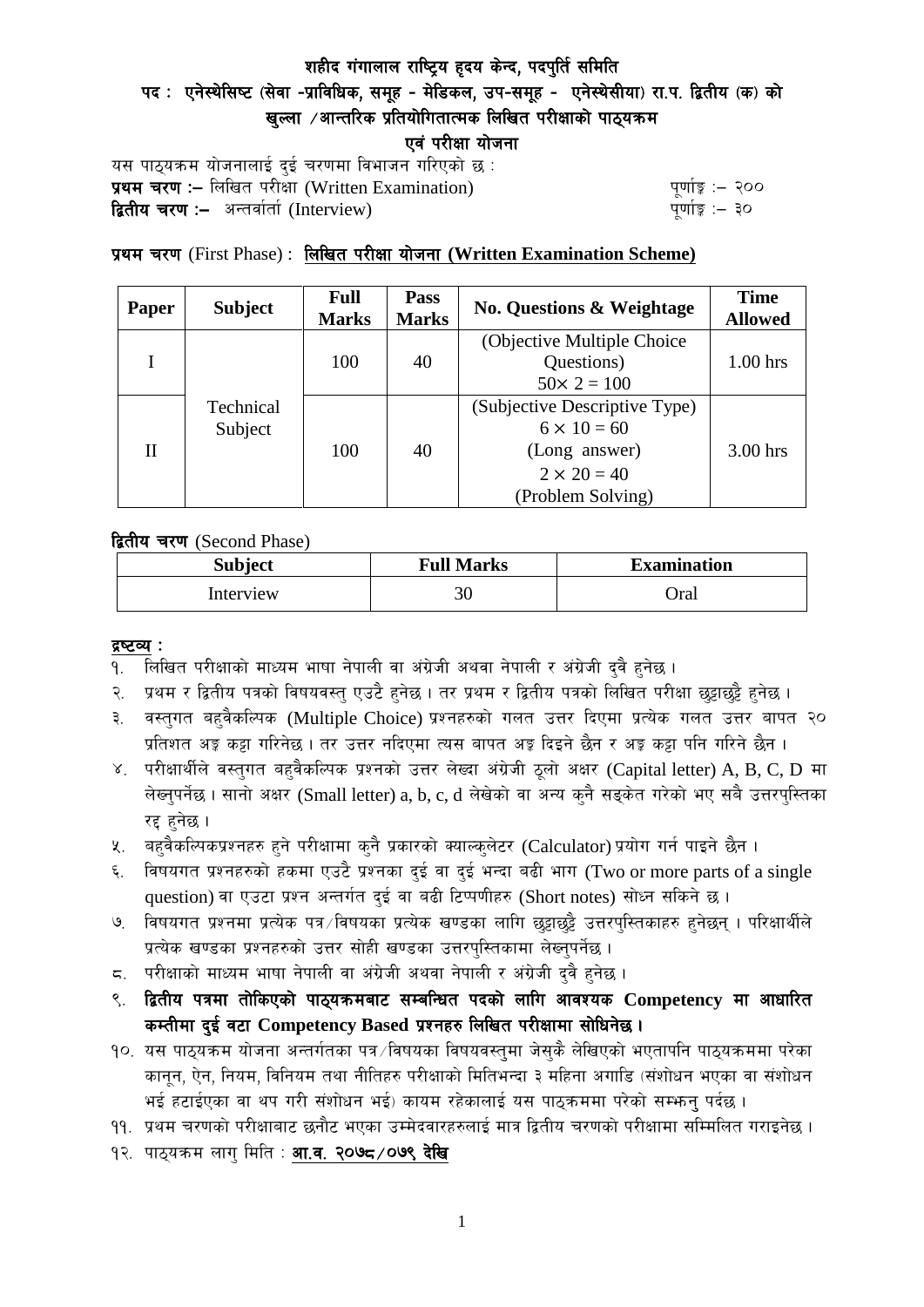# शहीद गंगालाल राष्ट्रिय हृदय केन्द, पदपुर्ति समिति

## पद : एनेस्थेसिष्ट (सेवा -प्राविधिक, समूह - मेडिकल, उप-समूह - एनेस्थेसीया) रा.प. द्वितीय (क) को खुल्ला /आन्तरिक प्रतियोगितात्मक लिखित परीक्षाको पाठ्यक्रम

### एवं परीक्षा योजना

यस पाठ्यक्रम योजनालाई दुई चरणमा विभाजन गरिएको छ :

**प्रथम चरण :–** लिखित परीक्षा (Written Examination) पूर्णाङ्क :– २००

**द्वितीय चरण :–** अन्तर्वार्ता (Interview) पूर्णाङ्क :– ३०

**प्रथम चरण** (First Phase) : **लिखित परीक्षा योजना (Written Examination Scheme)**

| Paper | Subject | Full Marks | Pass Marks | No. Questions & Weightage | Time Allowed |
|---|---|---|---|---|---|
| I | Technical Subject | 100 | 40 | (Objective Multiple Choice Questions) $50\times 2 = 100$ | 1.00 hrs |
| II | | 100 | 40 | (Subjective Descriptive Type) $6 \times 10 = 60$ (Long answer) $2 \times 20 = 40$ (Problem Solving) | 3.00 hrs |

**द्वितीय चरण** (Second Phase)

| Subject | Full Marks | Examination |
|---|---|---|
| Interview | 30 | Oral |

**द्रष्टव्य :**

१. लिखित परीक्षाको माध्यम भाषा नेपाली वा अंग्रेजी अथवा नेपाली र अंग्रेजी दुवै हुनेछ ।

२. प्रथम र द्वितीय पत्रको विषयवस्तु एउटै हुनेछ । तर प्रथम र द्वितीय पत्रको लिखित परीक्षा छुट्टाछुट्टै हुनेछ ।

३. वस्तुगत बहुवैकल्पिक (Multiple Choice) प्रश्नहरुको गलत उत्तर दिएमा प्रत्येक गलत उत्तर बापत २० प्रतिशत अङ्क कट्टा गरिनेछ । तर उत्तर नदिएमा त्यस बापत अङ्क दिइने छैन र अङ्क कट्टा पनि गरिने छैन ।

४. परीक्षार्थीले वस्तुगत बहुवैकल्पिक प्रश्नको उत्तर लेख्दा अंग्रेजी ठूलो अक्षर (Capital letter) A, B, C, D मा लेख्नुपर्नेछ । सानो अक्षर (Small letter) a, b, c, d लेखेको वा अन्य कुनै सङ्केत गरेको भए सबै उत्तरपुस्तिका रद्द हुनेछ ।

५. बहुवैकल्पिकप्रश्नहरु हुने परीक्षामा कुनै प्रकारको क्याल्कुलेटर (Calculator) प्रयोग गर्न पाइने छैन ।

६. विषयगत प्रश्नहरुको हकमा एउटै प्रश्नका दुई वा दुई भन्दा बढी भाग (Two or more parts of a single question) वा एउटा प्रश्न अन्तर्गत दुई वा बढी टिप्पणीहरु (Short notes) सोध्न सकिने छ ।

७. विषयगत प्रश्नमा प्रत्येक पत्र/विषयका प्रत्येक खण्डका लागि छुट्टाछुट्टै उत्तरपुस्तिकाहरु हुनेछन् । परिक्षार्थीले प्रत्येक खण्डका प्रश्नहरुको उत्तर सोही खण्डका उत्तरपुस्तिकामा लेख्नुपर्नेछ ।

८. परीक्षाको माध्यम भाषा नेपाली वा अंग्रेजी अथवा नेपाली र अंग्रेजी दुवै हुनेछ ।

९. **द्वितीय पत्रमा तोकिएको पाठ्यक्रमबाट सम्बन्धित पदको लागि आवश्यक Competency मा आधारित कम्तीमा दुई वटा Competency Based प्रश्नहरु लिखित परीक्षामा सोधिनेछ ।**

१०. यस पाठ्यक्रम योजना अन्तर्गतका पत्र/विषयका विषयवस्तुमा जेसुकै लेखिएको भएतापनि पाठ्यक्रममा परेका कानून, ऐन, नियम, विनियम तथा नीतिहरु परीक्षाको मितिभन्दा ३ महिना अगाडि (संशोधन भएका वा संशोधन भई हटाईएका वा थप गरी संशोधन भई) कायम रहेकालाई यस पाठ्क्रममा परेको सम्झनु पर्दछ ।

११. प्रथम चरणको परीक्षाबाट छनौट भएका उम्मेदवारहरुलाई मात्र द्वितीय चरणको परीक्षामा सम्मिलित गराइनेछ ।

१२. पाठ्यक्रम लागु मिति : **आ.व. २०७८/०७९ देखि**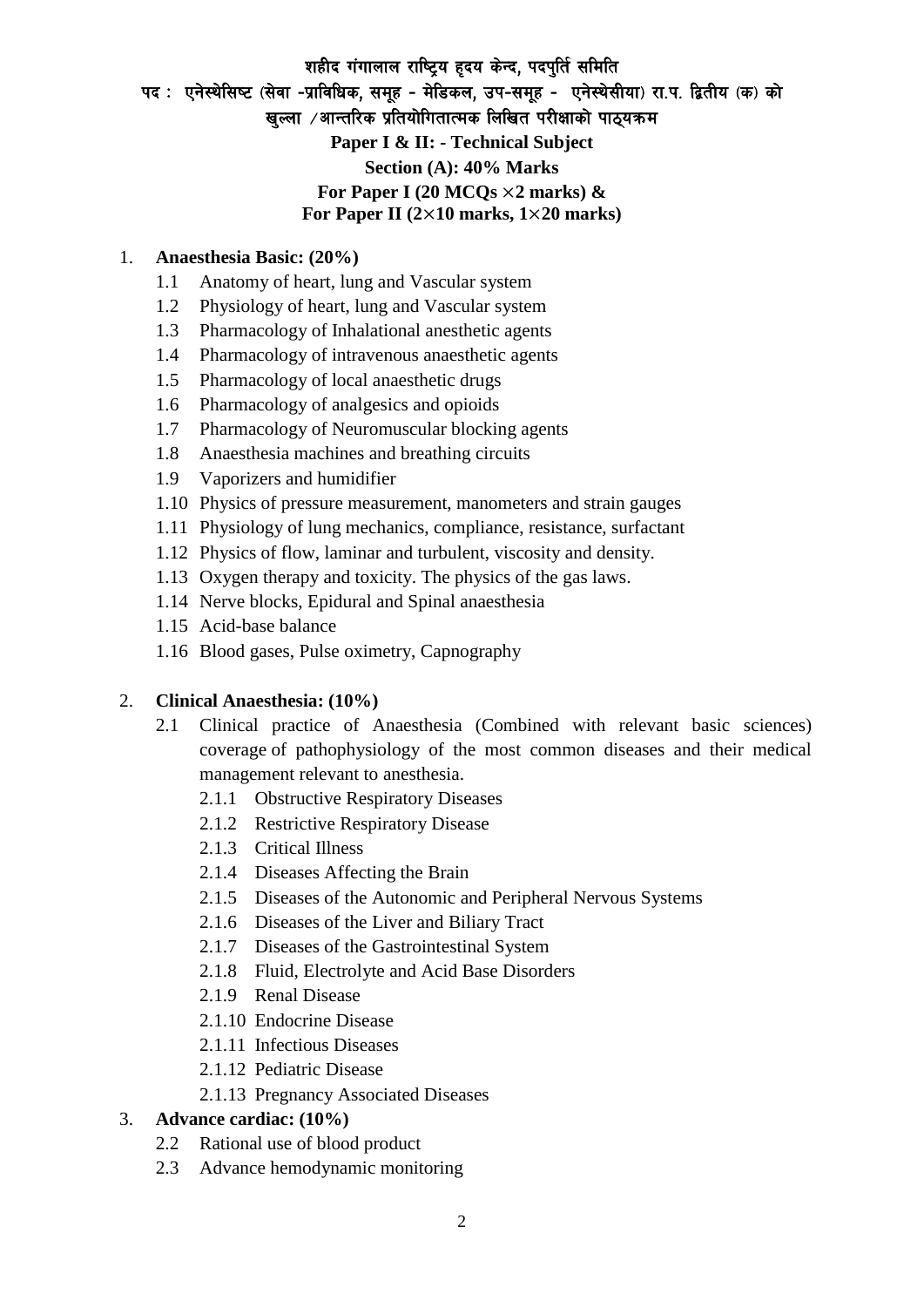**शहीद गंगालाल राष्ट्रिय हृदय केन्द, पदपुर्ति समिति**

**पद : एनेस्थेसिष्ट (सेवा -प्राविधिक, समूह - मेडिकल, उप-समूह - एनेस्थेसीया) रा.प. द्वितीय (क) को खुल्ला /आन्तरिक प्रतियोगितात्मक लिखित परीक्षाको पाठ्यक्रम**

**Paper I & II: - Technical Subject**

**Section (A): 40% Marks**

**For Paper I (20 MCQs ×2 marks) &**

**For Paper II (2×10 marks, 1×20 marks)**

1. **Anaesthesia Basic: (20%)**
   - 1.1 Anatomy of heart, lung and Vascular system
   - 1.2 Physiology of heart, lung and Vascular system
   - 1.3 Pharmacology of Inhalational anesthetic agents
   - 1.4 Pharmacology of intravenous anaesthetic agents
   - 1.5 Pharmacology of local anaesthetic drugs
   - 1.6 Pharmacology of analgesics and opioids
   - 1.7 Pharmacology of Neuromuscular blocking agents
   - 1.8 Anaesthesia machines and breathing circuits
   - 1.9 Vaporizers and humidifier
   - 1.10 Physics of pressure measurement, manometers and strain gauges
   - 1.11 Physiology of lung mechanics, compliance, resistance, surfactant
   - 1.12 Physics of flow, laminar and turbulent, viscosity and density.
   - 1.13 Oxygen therapy and toxicity. The physics of the gas laws.
   - 1.14 Nerve blocks, Epidural and Spinal anaesthesia
   - 1.15 Acid-base balance
   - 1.16 Blood gases, Pulse oximetry, Capnography

2. **Clinical Anaesthesia: (10%)**
   - 2.1 Clinical practice of Anaesthesia (Combined with relevant basic sciences) coverage of pathophysiology of the most common diseases and their medical management relevant to anesthesia.
     - 2.1.1 Obstructive Respiratory Diseases
     - 2.1.2 Restrictive Respiratory Disease
     - 2.1.3 Critical Illness
     - 2.1.4 Diseases Affecting the Brain
     - 2.1.5 Diseases of the Autonomic and Peripheral Nervous Systems
     - 2.1.6 Diseases of the Liver and Biliary Tract
     - 2.1.7 Diseases of the Gastrointestinal System
     - 2.1.8 Fluid, Electrolyte and Acid Base Disorders
     - 2.1.9 Renal Disease
     - 2.1.10 Endocrine Disease
     - 2.1.11 Infectious Diseases
     - 2.1.12 Pediatric Disease
     - 2.1.13 Pregnancy Associated Diseases

3. **Advance cardiac: (10%)**
   - 2.2 Rational use of blood product
   - 2.3 Advance hemodynamic monitoring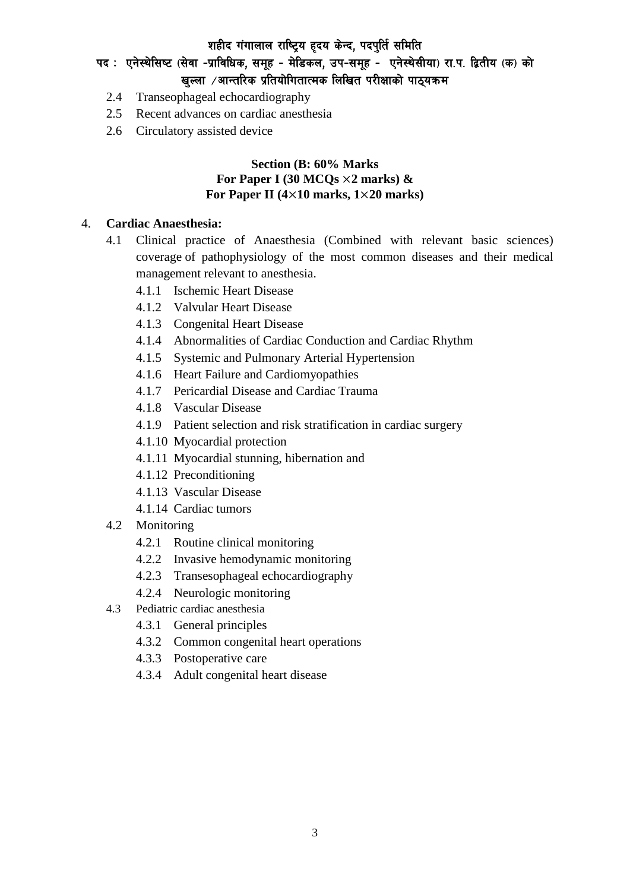- 2.4 Transeophageal echocardiography
- 2.5 Recent advances on cardiac anesthesia
- 2.6 Circulatory assisted device

**Section (B: 60% Marks**
**For Paper I (30 MCQs ×2 marks) &**
**For Paper II (4×10 marks, 1×20 marks)**

4. **Cardiac Anaesthesia:**
   - 4.1 Clinical practice of Anaesthesia (Combined with relevant basic sciences) coverage of pathophysiology of the most common diseases and their medical management relevant to anesthesia.
     - 4.1.1 Ischemic Heart Disease
     - 4.1.2 Valvular Heart Disease
     - 4.1.3 Congenital Heart Disease
     - 4.1.4 Abnormalities of Cardiac Conduction and Cardiac Rhythm
     - 4.1.5 Systemic and Pulmonary Arterial Hypertension
     - 4.1.6 Heart Failure and Cardiomyopathies
     - 4.1.7 Pericardial Disease and Cardiac Trauma
     - 4.1.8 Vascular Disease
     - 4.1.9 Patient selection and risk stratification in cardiac surgery
     - 4.1.10 Myocardial protection
     - 4.1.11 Myocardial stunning, hibernation and
     - 4.1.12 Preconditioning
     - 4.1.13 Vascular Disease
     - 4.1.14 Cardiac tumors
   - 4.2 Monitoring
     - 4.2.1 Routine clinical monitoring
     - 4.2.2 Invasive hemodynamic monitoring
     - 4.2.3 Transesophageal echocardiography
     - 4.2.4 Neurologic monitoring
   - 4.3 Pediatric cardiac anesthesia
     - 4.3.1 General principles
     - 4.3.2 Common congenital heart operations
     - 4.3.3 Postoperative care
     - 4.3.4 Adult congenital heart disease